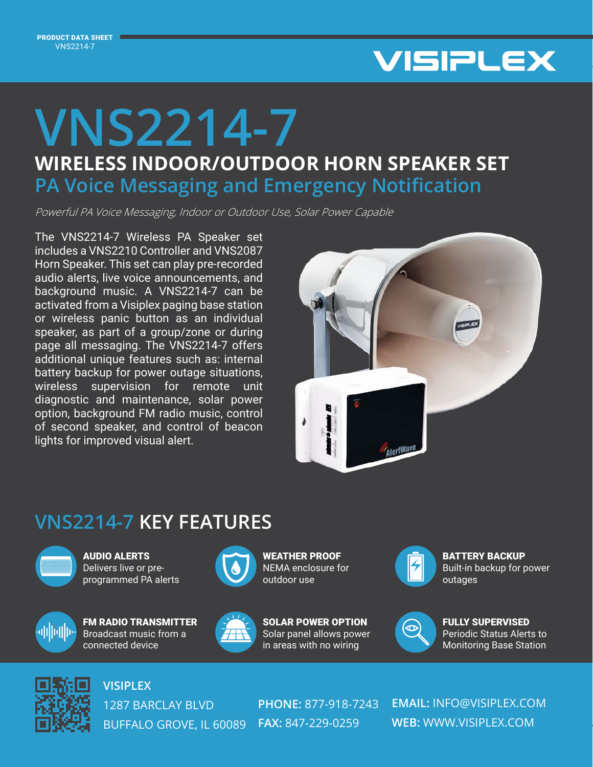PRODUCT DATA SHEET
VNS2214-7

VISIPLEX

# VNS2214-7

## WIRELESS INDOOR/OUTDOOR HORN SPEAKER SET

## PA Voice Messaging and Emergency Notification

*Powerful PA Voice Messaging, Indoor or Outdoor Use, Solar Power Capable*

The VNS2214-7 Wireless PA Speaker set includes a VNS2210 Controller and VNS2087 Horn Speaker. This set can play pre-recorded audio alerts, live voice announcements, and background music. A VNS2214-7 can be activated from a Visiplex paging base station or wireless panic button as an individual speaker, as part of a group/zone or during page all messaging. The VNS2214-7 offers additional unique features such as: internal battery backup for power outage situations, wireless supervision for remote unit diagnostic and maintenance, solar power option, background FM radio music, control of second speaker, and control of beacon lights for improved visual alert.

## VNS2214-7 KEY FEATURES

**AUDIO ALERTS**
Delivers live or pre-programmed PA alerts

**WEATHER PROOF**
NEMA enclosure for outdoor use

**BATTERY BACKUP**
Built-in backup for power outages

**FM RADIO TRANSMITTER**
Broadcast music from a connected device

**SOLAR POWER OPTION**
Solar panel allows power in areas with no wiring

**FULLY SUPERVISED**
Periodic Status Alerts to Monitoring Base Station

**VISIPLEX**
1287 BARCLAY BLVD
BUFFALO GROVE, IL 60089

**PHONE:** 877-918-7243
**FAX:** 847-229-0259

**EMAIL:** INFO@VISIPLEX.COM
**WEB:** WWW.VISIPLEX.COM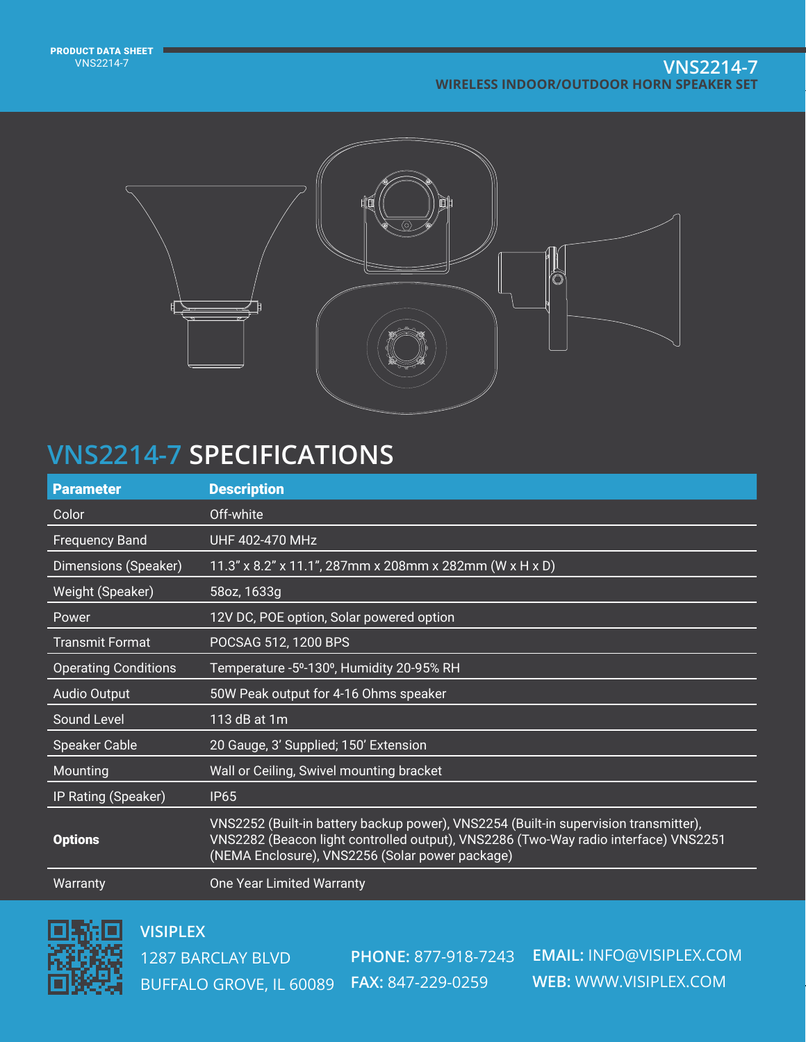VNS2214-7

WIRELESS INDOOR/OUTDOOR HORN SPEAKER SET

## VNS2214-7 SPECIFICATIONS

| Parameter | Description |
|---|---|
| Color | Off-white |
| Frequency Band | UHF 402-470 MHz |
| Dimensions (Speaker) | 11.3” x 8.2” x 11.1”, 287mm x 208mm x 282mm (W x H x D) |
| Weight (Speaker) | 58oz, 1633g |
| Power | 12V DC, POE option, Solar powered option |
| Transmit Format | POCSAG 512, 1200 BPS |
| Operating Conditions | Temperature -5º-130º, Humidity 20-95% RH |
| Audio Output | 50W Peak output for 4-16 Ohms speaker |
| Sound Level | 113 dB at 1m |
| Speaker Cable | 20 Gauge, 3’ Supplied; 150’ Extension |
| Mounting | Wall or Ceiling, Swivel mounting bracket |
| IP Rating (Speaker) | IP65 |
| **Options** | VNS2252 (Built-in battery backup power), VNS2254 (Built-in supervision transmitter), VNS2282 (Beacon light controlled output), VNS2286 (Two-Way radio interface) VNS2251 (NEMA Enclosure), VNS2256 (Solar power package) |
| Warranty | One Year Limited Warranty |

**VISIPLEX**
1287 BARCLAY BLVD
BUFFALO GROVE, IL 60089

**PHONE:** 877-918-7243
**FAX:** 847-229-0259

**EMAIL:** INFO@VISIPLEX.COM
**WEB:** WWW.VISIPLEX.COM